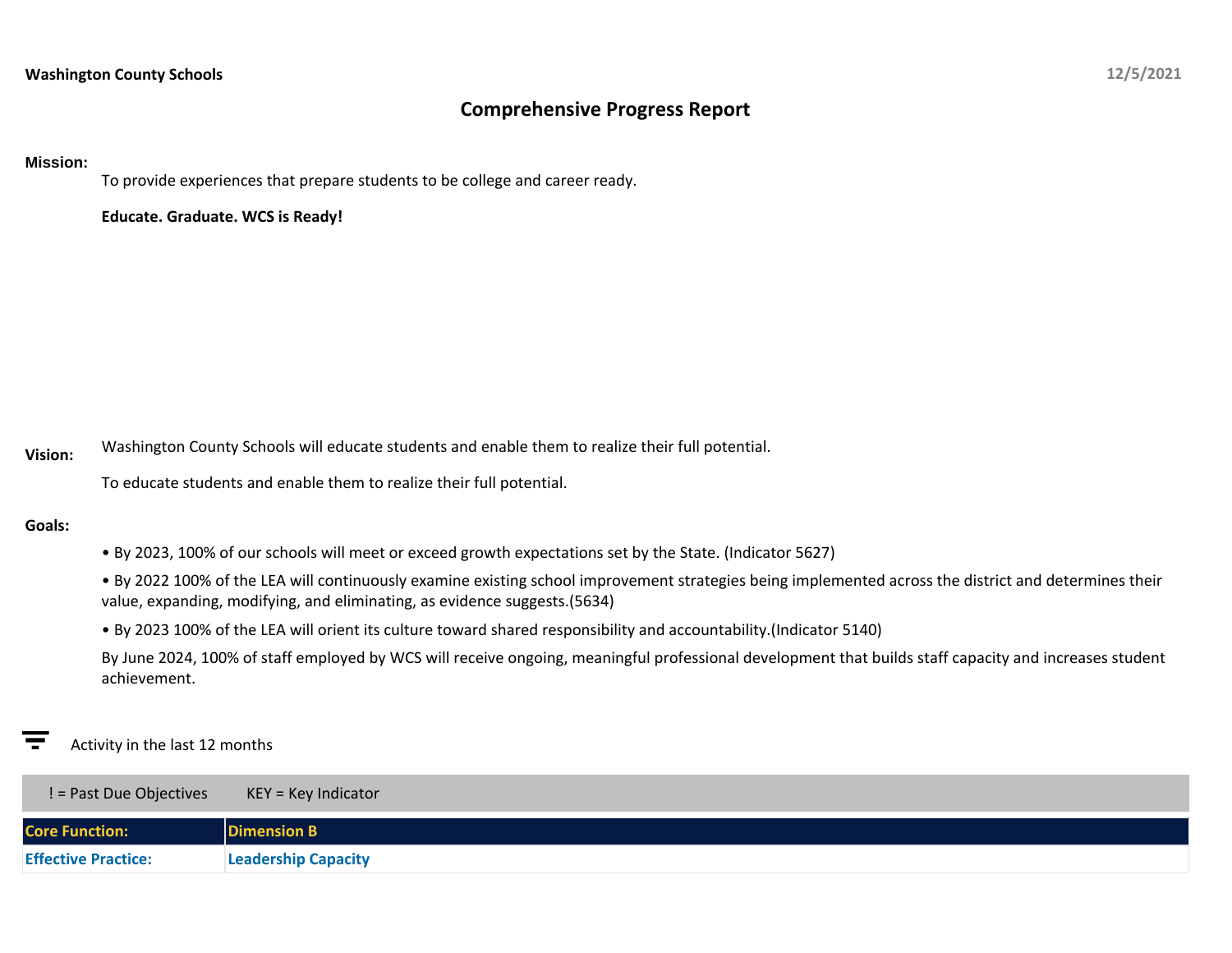**Washington County Schools** 12/5/2021

# Comprehensive Progress Report

**Mission:**

To provide experiences that prepare students to be college and career ready.

**Educate. Graduate. WCS is Ready!**

**Vision:**

Washington County Schools will educate students and enable them to realize their full potential.

To educate students and enable them to realize their full potential.

**Goals:**

- By 2023, 100% of our schools will meet or exceed growth expectations set by the State. (Indicator 5627)
- By 2022 100% of the LEA will continuously examine existing school improvement strategies being implemented across the district and determines their value, expanding, modifying, and eliminating, as evidence suggests.(5634)
- By 2023 100% of the LEA will orient its culture toward shared responsibility and accountability.(Indicator 5140)

By June 2024, 100% of staff employed by WCS will receive ongoing, meaningful professional development that builds staff capacity and increases student achievement.

Activity in the last 12 months

! = Past Due Objectives KEY = Key Indicator

| Core Function: | Dimension B |
|---|---|
| Effective Practice: | Leadership Capacity |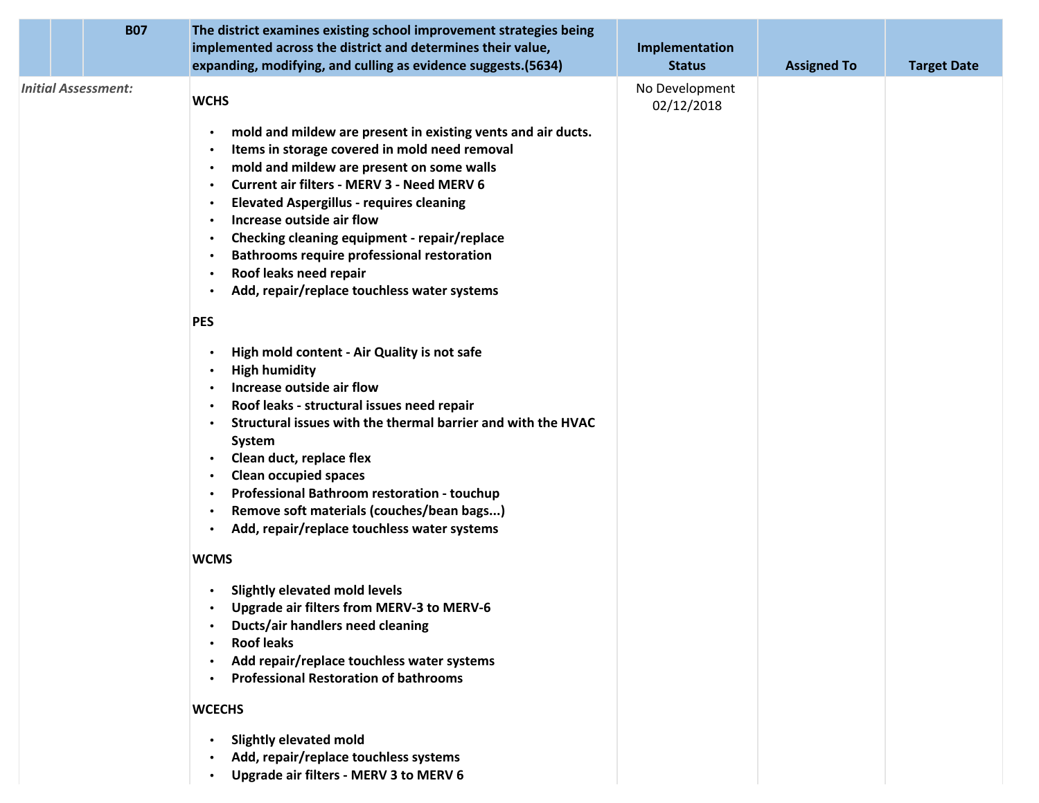| | | B07 | The district examines existing school improvement strategies being implemented across the district and determines their value, expanding, modifying, and culling as evidence suggests.(5634) | Implementation Status | Assigned To | Target Date |
|---|---|---|---|---|---|---|
| *Initial Assessment:* | | | **WCHS**<br><br>• **mold and mildew are present in existing vents and air ducts.**<br>• **Items in storage covered in mold need removal**<br>• **mold and mildew are present on some walls**<br>• **Current air filters - MERV 3 - Need MERV 6**<br>• **Elevated Aspergillus - requires cleaning**<br>• **Increase outside air flow**<br>• **Checking cleaning equipment - repair/replace**<br>• **Bathrooms require professional restoration**<br>• **Roof leaks need repair**<br>• **Add, repair/replace touchless water systems**<br><br>**PES**<br><br>• **High mold content - Air Quality is not safe**<br>• **High humidity**<br>• **Increase outside air flow**<br>• **Roof leaks - structural issues need repair**<br>• **Structural issues with the thermal barrier and with the HVAC System**<br>• **Clean duct, replace flex**<br>• **Clean occupied spaces**<br>• **Professional Bathroom restoration - touchup**<br>• **Remove soft materials (couches/bean bags...)**<br>• **Add, repair/replace touchless water systems**<br><br>**WCMS**<br><br>• **Slightly elevated mold levels**<br>• **Upgrade air filters from MERV-3 to MERV-6**<br>• **Ducts/air handlers need cleaning**<br>• **Roof leaks**<br>• **Add repair/replace touchless water systems**<br>• **Professional Restoration of bathrooms**<br><br>**WCECHS**<br><br>• **Slightly elevated mold**<br>• **Add, repair/replace touchless systems**<br>• **Upgrade air filters - MERV 3 to MERV 6** | No Development 02/12/2018 | | |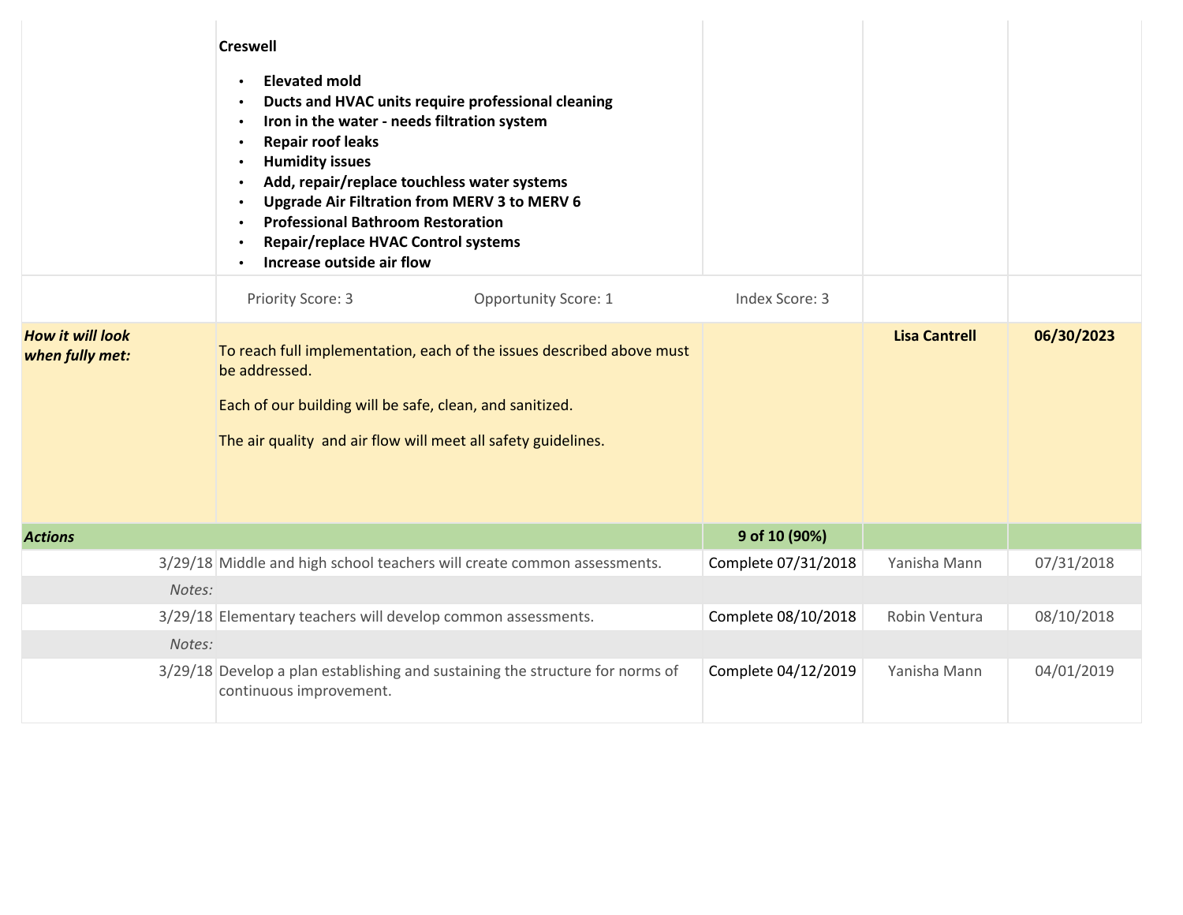| | | | | |
|---|---|---|---|---|
| | **Creswell**<br><br>• **Elevated mold**<br>• **Ducts and HVAC units require professional cleaning**<br>• **Iron in the water - needs filtration system**<br>• **Repair roof leaks**<br>• **Humidity issues**<br>• **Add, repair/replace touchless water systems**<br>• **Upgrade Air Filtration from MERV 3 to MERV 6**<br>• **Professional Bathroom Restoration**<br>• **Repair/replace HVAC Control systems**<br>• **Increase outside air flow** | | | |
| | Priority Score: 3 &nbsp;&nbsp;&nbsp;&nbsp; Opportunity Score: 1 | Index Score: 3 | | |
| ***How it will look when fully met:*** | To reach full implementation, each of the issues described above must be addressed.<br><br>Each of our building will be safe, clean, and sanitized.<br><br>The air quality and air flow will meet all safety guidelines. | | **Lisa Cantrell** | **06/30/2023** |
| ***Actions*** | | **9 of 10 (90%)** | | |
| 3/29/18 | Middle and high school teachers will create common assessments. | Complete 07/31/2018 | Yanisha Mann | 07/31/2018 |
| *Notes:* | | | | |
| 3/29/18 | Elementary teachers will develop common assessments. | Complete 08/10/2018 | Robin Ventura | 08/10/2018 |
| *Notes:* | | | | |
| 3/29/18 | Develop a plan establishing and sustaining the structure for norms of continuous improvement. | Complete 04/12/2019 | Yanisha Mann | 04/01/2019 |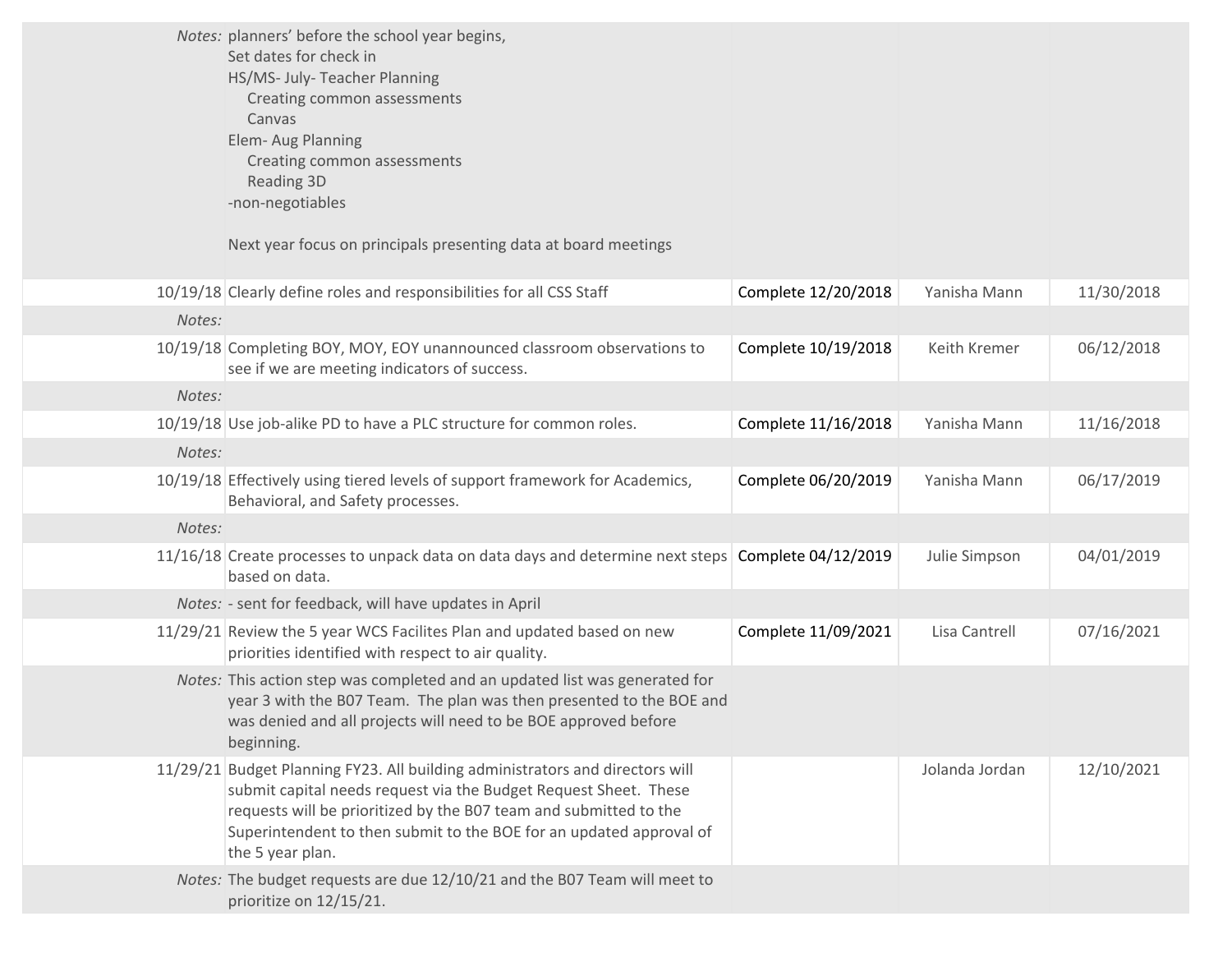| | | | | |
|---|---|---|---|---|
| *Notes:* | planners' before the school year begins,<br>Set dates for check in<br>HS/MS- July- Teacher Planning<br>Creating common assessments<br>Canvas<br>Elem- Aug Planning<br>Creating common assessments<br>Reading 3D<br>-non-negotiables<br><br>Next year focus on principals presenting data at board meetings | | | |
| 10/19/18 | Clearly define roles and responsibilities for all CSS Staff | Complete 12/20/2018 | Yanisha Mann | 11/30/2018 |
| *Notes:* | | | | |
| 10/19/18 | Completing BOY, MOY, EOY unannounced classroom observations to see if we are meeting indicators of success. | Complete 10/19/2018 | Keith Kremer | 06/12/2018 |
| *Notes:* | | | | |
| 10/19/18 | Use job-alike PD to have a PLC structure for common roles. | Complete 11/16/2018 | Yanisha Mann | 11/16/2018 |
| *Notes:* | | | | |
| 10/19/18 | Effectively using tiered levels of support framework for Academics, Behavioral, and Safety processes. | Complete 06/20/2019 | Yanisha Mann | 06/17/2019 |
| *Notes:* | | | | |
| 11/16/18 | Create processes to unpack data on data days and determine next steps based on data. | Complete 04/12/2019 | Julie Simpson | 04/01/2019 |
| *Notes:* | - sent for feedback, will have updates in April | | | |
| 11/29/21 | Review the 5 year WCS Facilites Plan and updated based on new priorities identified with respect to air quality. | Complete 11/09/2021 | Lisa Cantrell | 07/16/2021 |
| *Notes:* | This action step was completed and an updated list was generated for year 3 with the B07 Team. The plan was then presented to the BOE and was denied and all projects will need to be BOE approved before beginning. | | | |
| 11/29/21 | Budget Planning FY23. All building administrators and directors will submit capital needs request via the Budget Request Sheet. These requests will be prioritized by the B07 team and submitted to the Superintendent to then submit to the BOE for an updated approval of the 5 year plan. | | Jolanda Jordan | 12/10/2021 |
| *Notes:* | The budget requests are due 12/10/21 and the B07 Team will meet to prioritize on 12/15/21. | | | |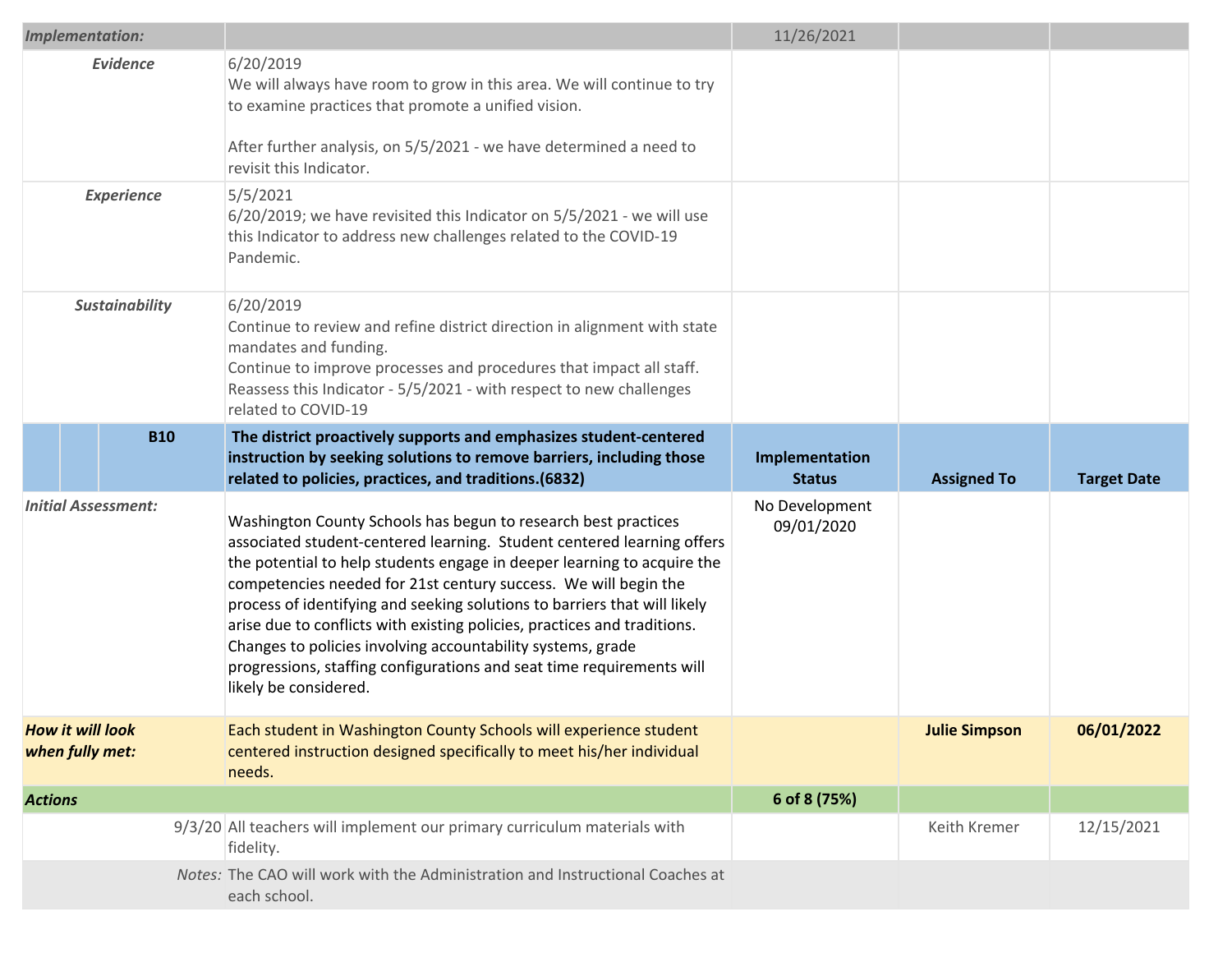| Implementation: | | 11/26/2021 | | |
|---|---|---|---|---|
| *Evidence* | 6/20/2019<br>We will always have room to grow in this area. We will continue to try to examine practices that promote a unified vision.<br><br>After further analysis, on 5/5/2021 - we have determined a need to revisit this Indicator. | | | |
| *Experience* | 5/5/2021<br>6/20/2019; we have revisited this Indicator on 5/5/2021 - we will use this Indicator to address new challenges related to the COVID-19 Pandemic. | | | |
| *Sustainability* | 6/20/2019<br>Continue to review and refine district direction in alignment with state mandates and funding.<br>Continue to improve processes and procedures that impact all staff.<br>Reassess this Indicator - 5/5/2021 - with respect to new challenges related to COVID-19 | | | |
| **B10** | **The district proactively supports and emphasizes student-centered instruction by seeking solutions to remove barriers, including those related to policies, practices, and traditions.(6832)** | **Implementation Status** | **Assigned To** | **Target Date** |
| *Initial Assessment:* | Washington County Schools has begun to research best practices associated student-centered learning. Student centered learning offers the potential to help students engage in deeper learning to acquire the competencies needed for 21st century success. We will begin the process of identifying and seeking solutions to barriers that will likely arise due to conflicts with existing policies, practices and traditions. Changes to policies involving accountability systems, grade progressions, staffing configurations and seat time requirements will likely be considered. | No Development<br>09/01/2020 | | |
| ***How it will look when fully met:*** | Each student in Washington County Schools will experience student centered instruction designed specifically to meet his/her individual needs. | | **Julie Simpson** | **06/01/2022** |
| ***Actions*** | | **6 of 8 (75%)** | | |
| 9/3/20 | All teachers will implement our primary curriculum materials with fidelity. | | Keith Kremer | 12/15/2021 |
| *Notes:* | The CAO will work with the Administration and Instructional Coaches at each school. | | | |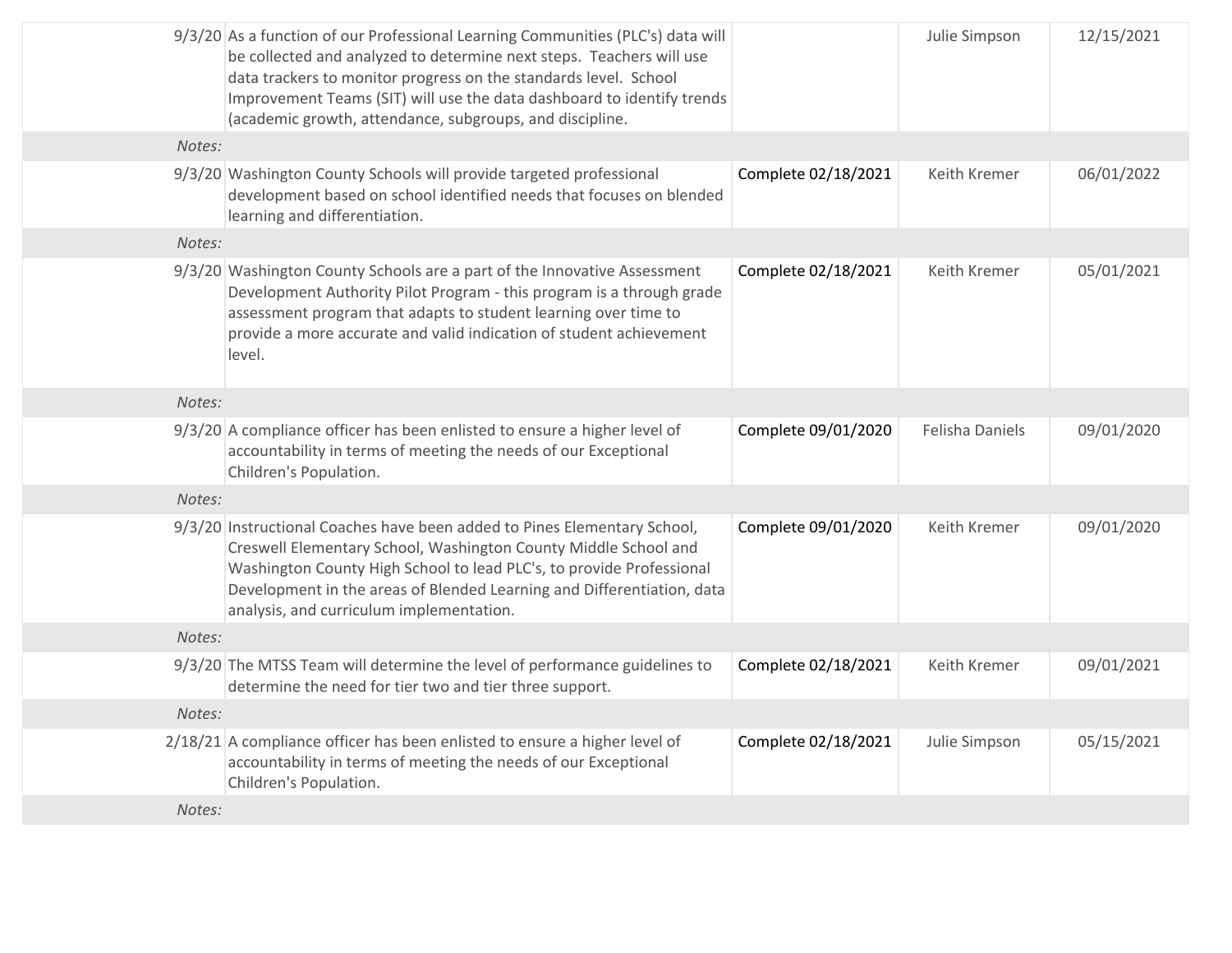| | | | | |
|---|---|---|---|---|
| 9/3/20 | As a function of our Professional Learning Communities (PLC's) data will be collected and analyzed to determine next steps. Teachers will use data trackers to monitor progress on the standards level. School Improvement Teams (SIT) will use the data dashboard to identify trends (academic growth, attendance, subgroups, and discipline. | | Julie Simpson | 12/15/2021 |
| *Notes:* | | | | |
| 9/3/20 | Washington County Schools will provide targeted professional development based on school identified needs that focuses on blended learning and differentiation. | Complete 02/18/2021 | Keith Kremer | 06/01/2022 |
| *Notes:* | | | | |
| 9/3/20 | Washington County Schools are a part of the Innovative Assessment Development Authority Pilot Program - this program is a through grade assessment program that adapts to student learning over time to provide a more accurate and valid indication of student achievement level. | Complete 02/18/2021 | Keith Kremer | 05/01/2021 |
| *Notes:* | | | | |
| 9/3/20 | A compliance officer has been enlisted to ensure a higher level of accountability in terms of meeting the needs of our Exceptional Children's Population. | Complete 09/01/2020 | Felisha Daniels | 09/01/2020 |
| *Notes:* | | | | |
| 9/3/20 | Instructional Coaches have been added to Pines Elementary School, Creswell Elementary School, Washington County Middle School and Washington County High School to lead PLC's, to provide Professional Development in the areas of Blended Learning and Differentiation, data analysis, and curriculum implementation. | Complete 09/01/2020 | Keith Kremer | 09/01/2020 |
| *Notes:* | | | | |
| 9/3/20 | The MTSS Team will determine the level of performance guidelines to determine the need for tier two and tier three support. | Complete 02/18/2021 | Keith Kremer | 09/01/2021 |
| *Notes:* | | | | |
| 2/18/21 | A compliance officer has been enlisted to ensure a higher level of accountability in terms of meeting the needs of our Exceptional Children's Population. | Complete 02/18/2021 | Julie Simpson | 05/15/2021 |
| *Notes:* | | | | |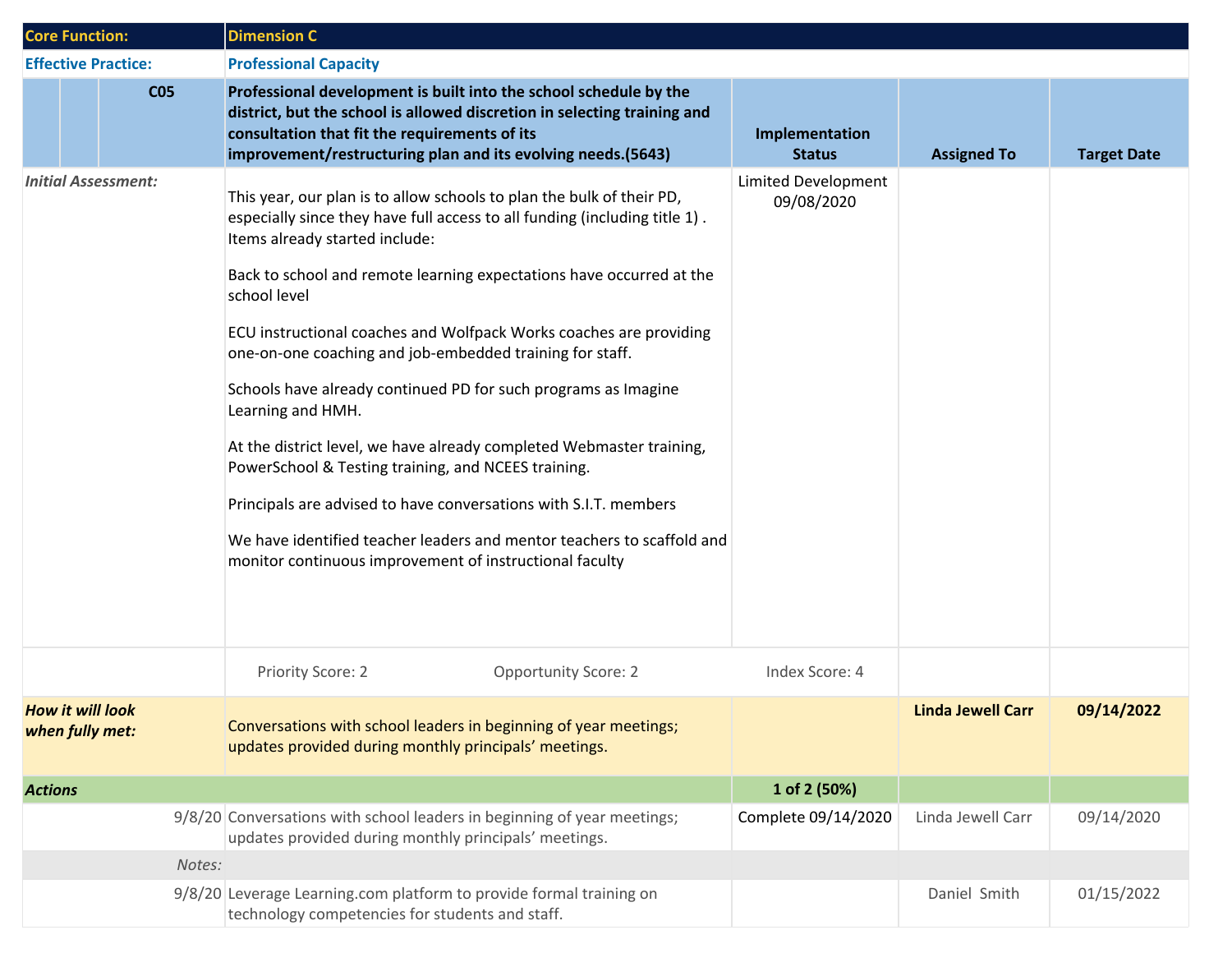| Core Function: | Dimension C | | | |
|---|---|---|---|---|
| **Effective Practice:** | **Professional Capacity** | | | |
| **C05** | **Professional development is built into the school schedule by the district, but the school is allowed discretion in selecting training and consultation that fit the requirements of its improvement/restructuring plan and its evolving needs.(5643)** | **Implementation Status** | **Assigned To** | **Target Date** |
| *Initial Assessment:* | This year, our plan is to allow schools to plan the bulk of their PD, especially since they have full access to all funding (including title 1) . Items already started include:<br><br>Back to school and remote learning expectations have occurred at the school level<br><br>ECU instructional coaches and Wolfpack Works coaches are providing one-on-one coaching and job-embedded training for staff.<br><br>Schools have already continued PD for such programs as Imagine Learning and HMH.<br><br>At the district level, we have already completed Webmaster training, PowerSchool & Testing training, and NCEES training.<br><br>Principals are advised to have conversations with S.I.T. members<br><br>We have identified teacher leaders and mentor teachers to scaffold and monitor continuous improvement of instructional faculty | Limited Development 09/08/2020 | | |
| | Priority Score: 2 &nbsp;&nbsp;&nbsp; Opportunity Score: 2 | Index Score: 4 | | |
| ***How it will look when fully met:*** | Conversations with school leaders in beginning of year meetings; updates provided during monthly principals' meetings. | | **Linda Jewell Carr** | **09/14/2022** |
| ***Actions*** | | **1 of 2 (50%)** | | |
| 9/8/20 | Conversations with school leaders in beginning of year meetings; updates provided during monthly principals' meetings. | Complete 09/14/2020 | Linda Jewell Carr | 09/14/2020 |
| *Notes:* | | | | |
| 9/8/20 | Leverage Learning.com platform to provide formal training on technology competencies for students and staff. | | Daniel Smith | 01/15/2022 |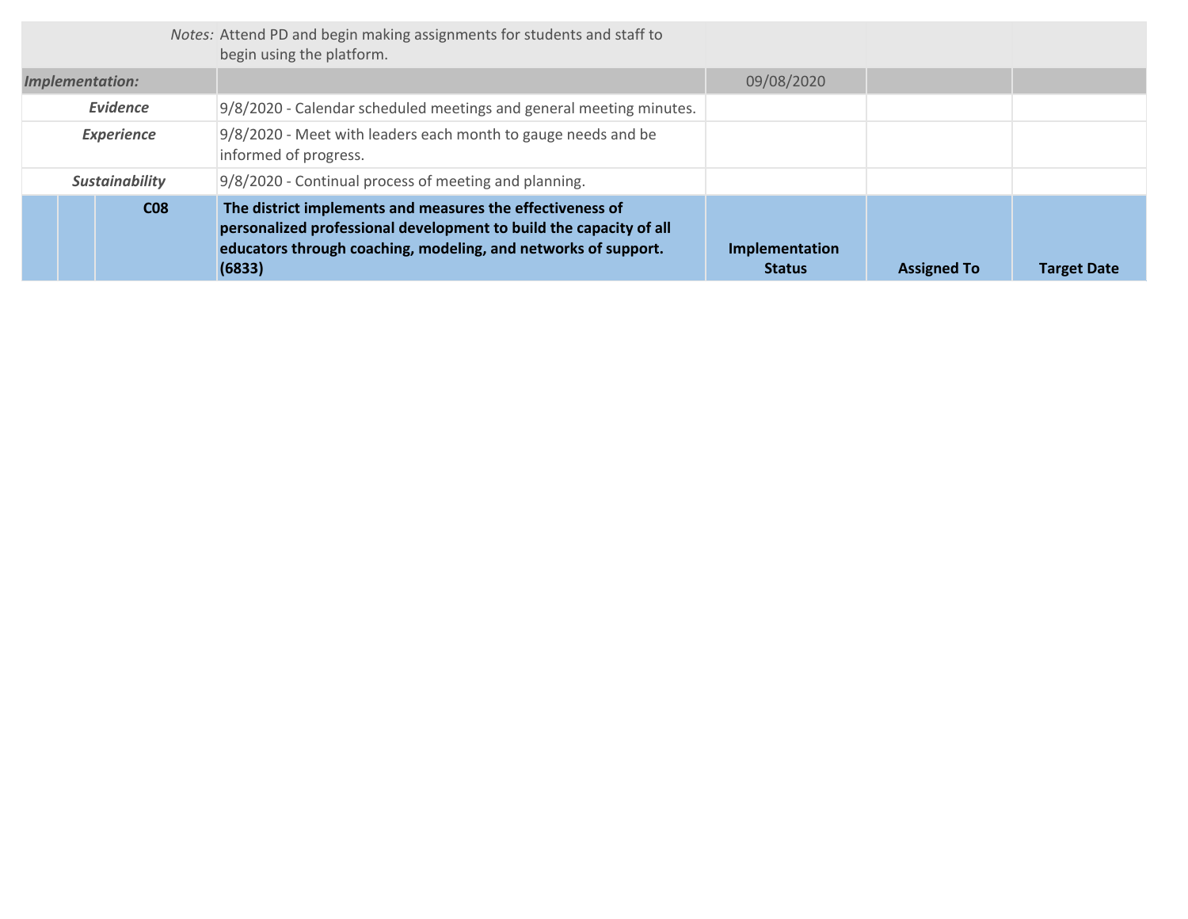| | | | | | |
|---|---|---|---|---|---|
| *Notes:* | Attend PD and begin making assignments for students and staff to begin using the platform. | | | | |
| ***Implementation:*** | | | 09/08/2020 | | |
| ***Evidence*** | 9/8/2020 - Calendar scheduled meetings and general meeting minutes. | | | | |
| ***Experience*** | 9/8/2020 - Meet with leaders each month to gauge needs and be informed of progress. | | | | |
| ***Sustainability*** | 9/8/2020 - Continual process of meeting and planning. | | | | |
| **C08** | **The district implements and measures the effectiveness of personalized professional development to build the capacity of all educators through coaching, modeling, and networks of support. (6833)** | | **Implementation Status** | **Assigned To** | **Target Date** |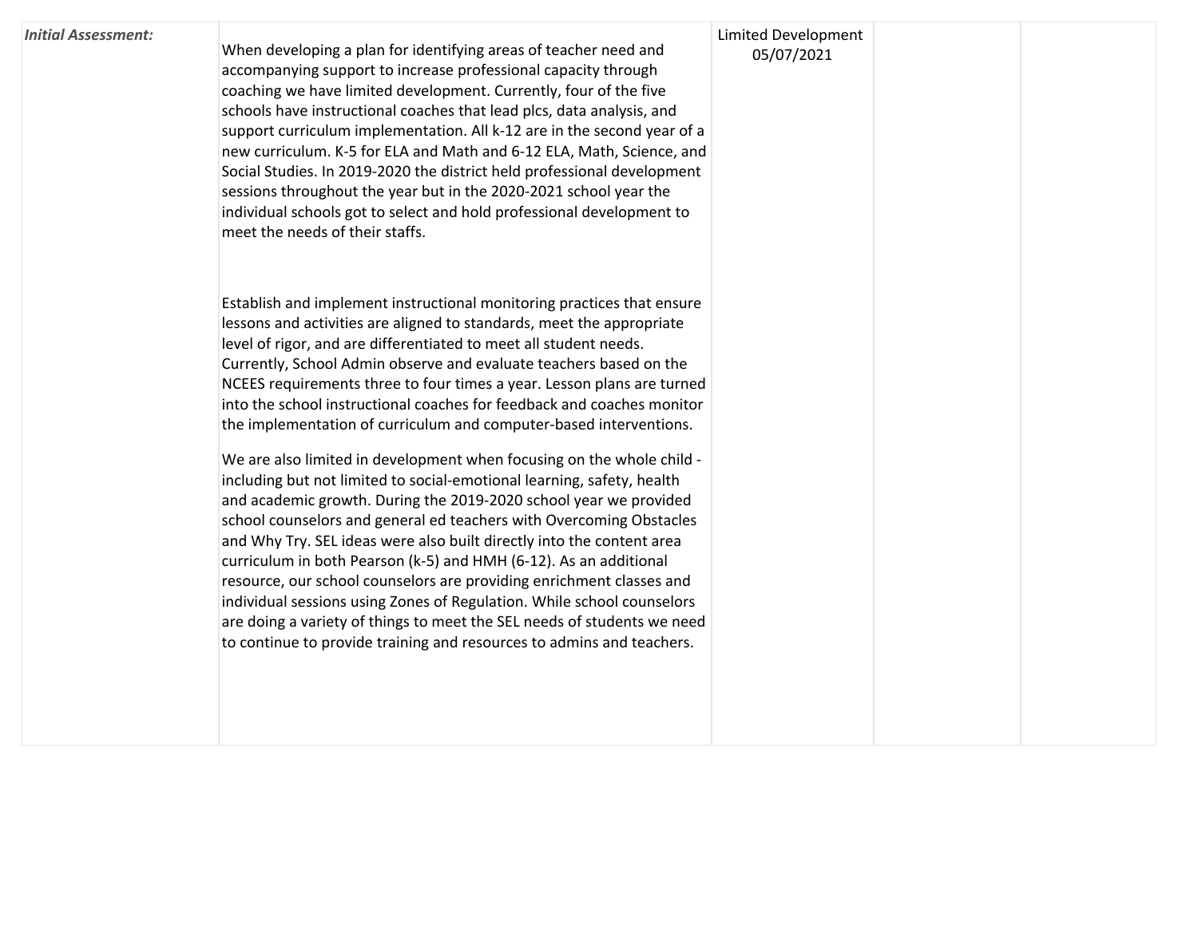| *Initial Assessment:* | When developing a plan for identifying areas of teacher need and accompanying support to increase professional capacity through coaching we have limited development. Currently, four of the five schools have instructional coaches that lead plcs, data analysis, and support curriculum implementation. All k-12 are in the second year of a new curriculum. K-5 for ELA and Math and 6-12 ELA, Math, Science, and Social Studies. In 2019-2020 the district held professional development sessions throughout the year but in the 2020-2021 school year the individual schools got to select and hold professional development to meet the needs of their staffs.<br><br>Establish and implement instructional monitoring practices that ensure lessons and activities are aligned to standards, meet the appropriate level of rigor, and are differentiated to meet all student needs. Currently, School Admin observe and evaluate teachers based on the NCEES requirements three to four times a year. Lesson plans are turned into the school instructional coaches for feedback and coaches monitor the implementation of curriculum and computer-based interventions.<br><br>We are also limited in development when focusing on the whole child - including but not limited to social-emotional learning, safety, health and academic growth. During the 2019-2020 school year we provided school counselors and general ed teachers with Overcoming Obstacles and Why Try. SEL ideas were also built directly into the content area curriculum in both Pearson (k-5) and HMH (6-12). As an additional resource, our school counselors are providing enrichment classes and individual sessions using Zones of Regulation. While school counselors are doing a variety of things to meet the SEL needs of students we need to continue to provide training and resources to admins and teachers. | Limited Development 05/07/2021 | | |
|---|---|---|---|---|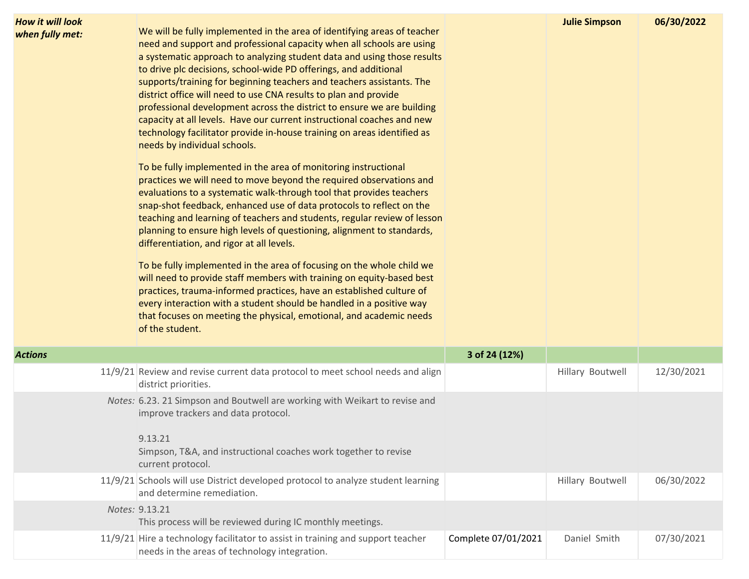| | | | | |
|---|---|---|---|---|
| ***How it will look when fully met:*** | We will be fully implemented in the area of identifying areas of teacher need and support and professional capacity when all schools are using a systematic approach to analyzing student data and using those results to drive plc decisions, school-wide PD offerings, and additional supports/training for beginning teachers and teachers assistants. The district office will need to use CNA results to plan and provide professional development across the district to ensure we are building capacity at all levels. Have our current instructional coaches and new technology facilitator provide in-house training on areas identified as needs by individual schools.<br><br>To be fully implemented in the area of monitoring instructional practices we will need to move beyond the required observations and evaluations to a systematic walk-through tool that provides teachers snap-shot feedback, enhanced use of data protocols to reflect on the teaching and learning of teachers and students, regular review of lesson planning to ensure high levels of questioning, alignment to standards, differentiation, and rigor at all levels.<br><br>To be fully implemented in the area of focusing on the whole child we will need to provide staff members with training on equity-based best practices, trauma-informed practices, have an established culture of every interaction with a student should be handled in a positive way that focuses on meeting the physical, emotional, and academic needs of the student. | | **Julie Simpson** | **06/30/2022** |
| ***Actions*** | | **3 of 24 (12%)** | | |
| 11/9/21 | Review and revise current data protocol to meet school needs and align district priorities. | | Hillary Boutwell | 12/30/2021 |
| *Notes:* | 6.23. 21 Simpson and Boutwell are working with Weikart to revise and improve trackers and data protocol.<br><br>9.13.21<br>Simpson, T&A, and instructional coaches work together to revise current protocol. | | | |
| 11/9/21 | Schools will use District developed protocol to analyze student learning and determine remediation. | | Hillary Boutwell | 06/30/2022 |
| *Notes:* | 9.13.21<br>This process will be reviewed during IC monthly meetings. | | | |
| 11/9/21 | Hire a technology facilitator to assist in training and support teacher needs in the areas of technology integration. | Complete 07/01/2021 | Daniel Smith | 07/30/2021 |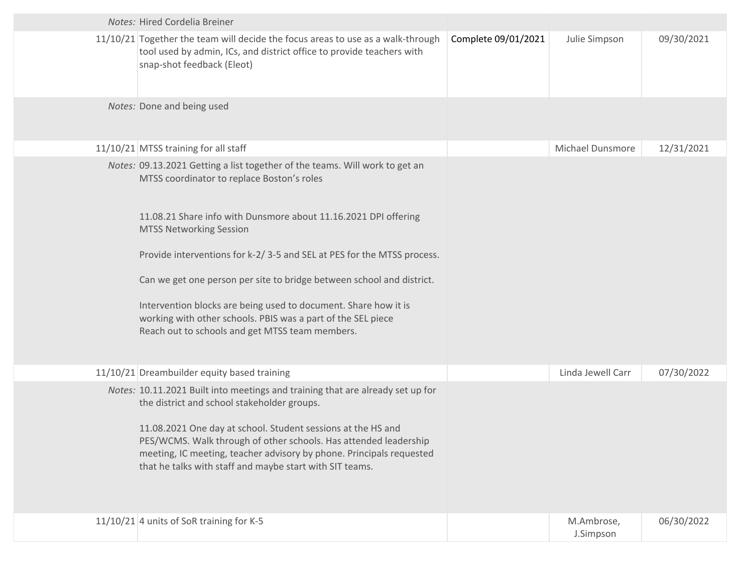| | | | | |
|---|---|---|---|---|
| *Notes:* | Hired Cordelia Breiner | | | |
| 11/10/21 | Together the team will decide the focus areas to use as a walk-through tool used by admin, ICs, and district office to provide teachers with snap-shot feedback (Eleot) | Complete 09/01/2021 | Julie Simpson | 09/30/2021 |
| *Notes:* | Done and being used | | | |
| 11/10/21 | MTSS training for all staff | | Michael Dunsmore | 12/31/2021 |
| *Notes:* | 09.13.2021 Getting a list together of the teams. Will work to get an MTSS coordinator to replace Boston's roles<br><br>11.08.21 Share info with Dunsmore about 11.16.2021 DPI offering MTSS Networking Session<br><br>Provide interventions for k-2/ 3-5 and SEL at PES for the MTSS process.<br><br>Can we get one person per site to bridge between school and district.<br><br>Intervention blocks are being used to document. Share how it is working with other schools. PBIS was a part of the SEL piece<br>Reach out to schools and get MTSS team members. | | | |
| 11/10/21 | Dreambuilder equity based training | | Linda Jewell Carr | 07/30/2022 |
| *Notes:* | 10.11.2021 Built into meetings and training that are already set up for the district and school stakeholder groups.<br><br>11.08.2021 One day at school. Student sessions at the HS and PES/WCMS. Walk through of other schools. Has attended leadership meeting, IC meeting, teacher advisory by phone. Principals requested that he talks with staff and maybe start with SIT teams. | | | |
| 11/10/21 | 4 units of SoR training for K-5 | | M.Ambrose, J.Simpson | 06/30/2022 |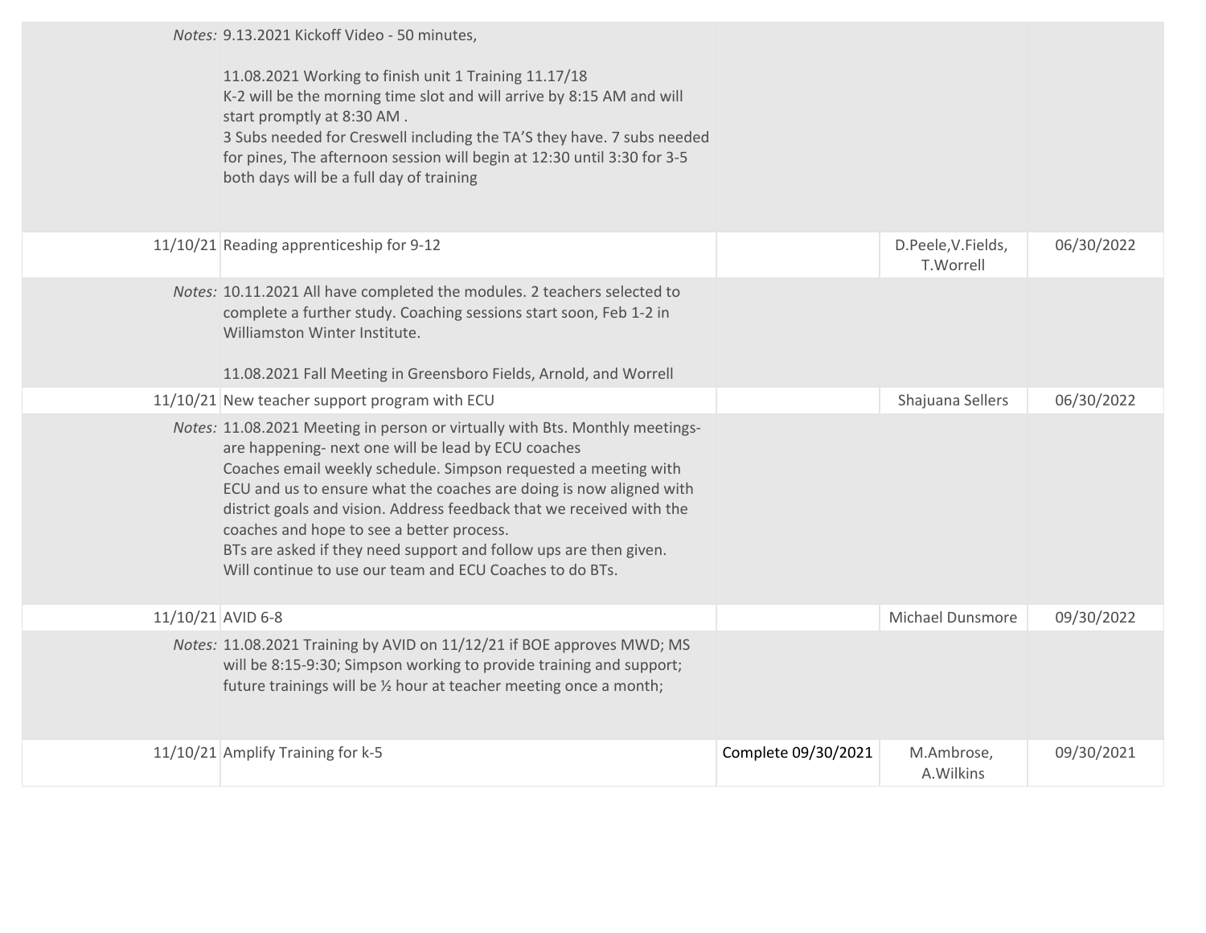| | | | | |
|---|---|---|---|---|
| *Notes:* | 9.13.2021 Kickoff Video - 50 minutes,<br><br>11.08.2021 Working to finish unit 1 Training 11.17/18<br>K-2 will be the morning time slot and will arrive by 8:15 AM and will start promptly at 8:30 AM .<br>3 Subs needed for Creswell including the TA'S they have. 7 subs needed for pines, The afternoon session will begin at 12:30 until 3:30 for 3-5 both days will be a full day of training | | | |
| 11/10/21 | Reading apprenticeship for 9-12 | | D.Peele,V.Fields, T.Worrell | 06/30/2022 |
| *Notes:* | 10.11.2021 All have completed the modules. 2 teachers selected to complete a further study. Coaching sessions start soon, Feb 1-2 in Williamston Winter Institute.<br><br>11.08.2021 Fall Meeting in Greensboro Fields, Arnold, and Worrell | | | |
| 11/10/21 | New teacher support program with ECU | | Shajuana Sellers | 06/30/2022 |
| *Notes:* | 11.08.2021 Meeting in person or virtually with Bts. Monthly meetings- are happening- next one will be lead by ECU coaches<br>Coaches email weekly schedule. Simpson requested a meeting with ECU and us to ensure what the coaches are doing is now aligned with district goals and vision. Address feedback that we received with the coaches and hope to see a better process.<br>BTs are asked if they need support and follow ups are then given.<br>Will continue to use our team and ECU Coaches to do BTs. | | | |
| 11/10/21 | AVID 6-8 | | Michael Dunsmore | 09/30/2022 |
| *Notes:* | 11.08.2021 Training by AVID on 11/12/21 if BOE approves MWD; MS will be 8:15-9:30; Simpson working to provide training and support; future trainings will be ½ hour at teacher meeting once a month; | | | |
| 11/10/21 | Amplify Training for k-5 | Complete 09/30/2021 | M.Ambrose, A.Wilkins | 09/30/2021 |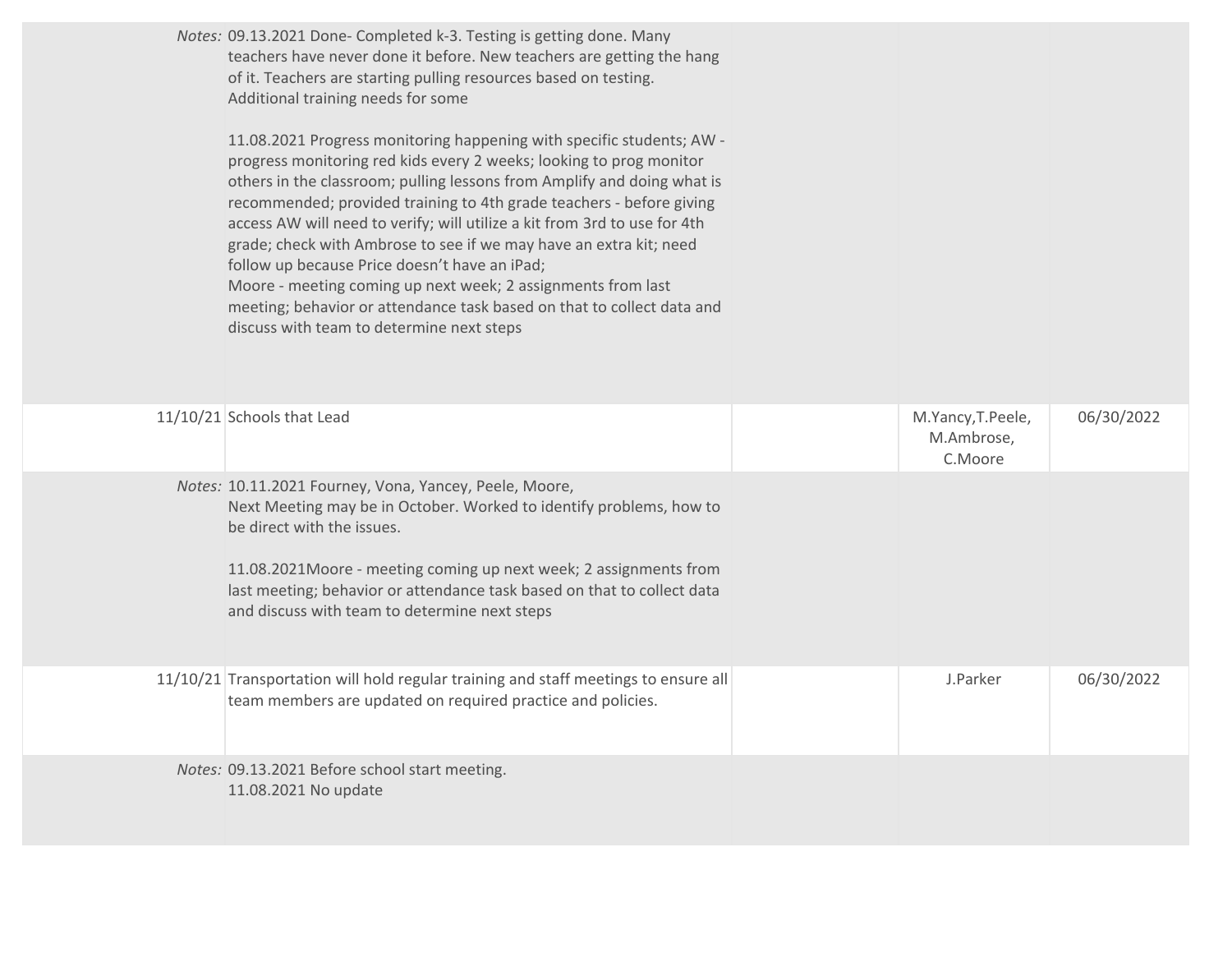| | | | | |
|---|---|---|---|---|
| *Notes:* | 09.13.2021 Done- Completed k-3. Testing is getting done. Many teachers have never done it before. New teachers are getting the hang of it. Teachers are starting pulling resources based on testing. Additional training needs for some<br><br>11.08.2021 Progress monitoring happening with specific students; AW - progress monitoring red kids every 2 weeks; looking to prog monitor others in the classroom; pulling lessons from Amplify and doing what is recommended; provided training to 4th grade teachers - before giving access AW will need to verify; will utilize a kit from 3rd to use for 4th grade; check with Ambrose to see if we may have an extra kit; need follow up because Price doesn't have an iPad;<br>Moore - meeting coming up next week; 2 assignments from last meeting; behavior or attendance task based on that to collect data and discuss with team to determine next steps | | | |
| 11/10/21 | Schools that Lead | | M.Yancy,T.Peele, M.Ambrose, C.Moore | 06/30/2022 |
| *Notes:* | 10.11.2021 Fourney, Vona, Yancey, Peele, Moore,<br>Next Meeting may be in October. Worked to identify problems, how to be direct with the issues.<br><br>11.08.2021Moore - meeting coming up next week; 2 assignments from last meeting; behavior or attendance task based on that to collect data and discuss with team to determine next steps | | | |
| 11/10/21 | Transportation will hold regular training and staff meetings to ensure all team members are updated on required practice and policies. | | J.Parker | 06/30/2022 |
| *Notes:* | 09.13.2021 Before school start meeting.<br>11.08.2021 No update | | | |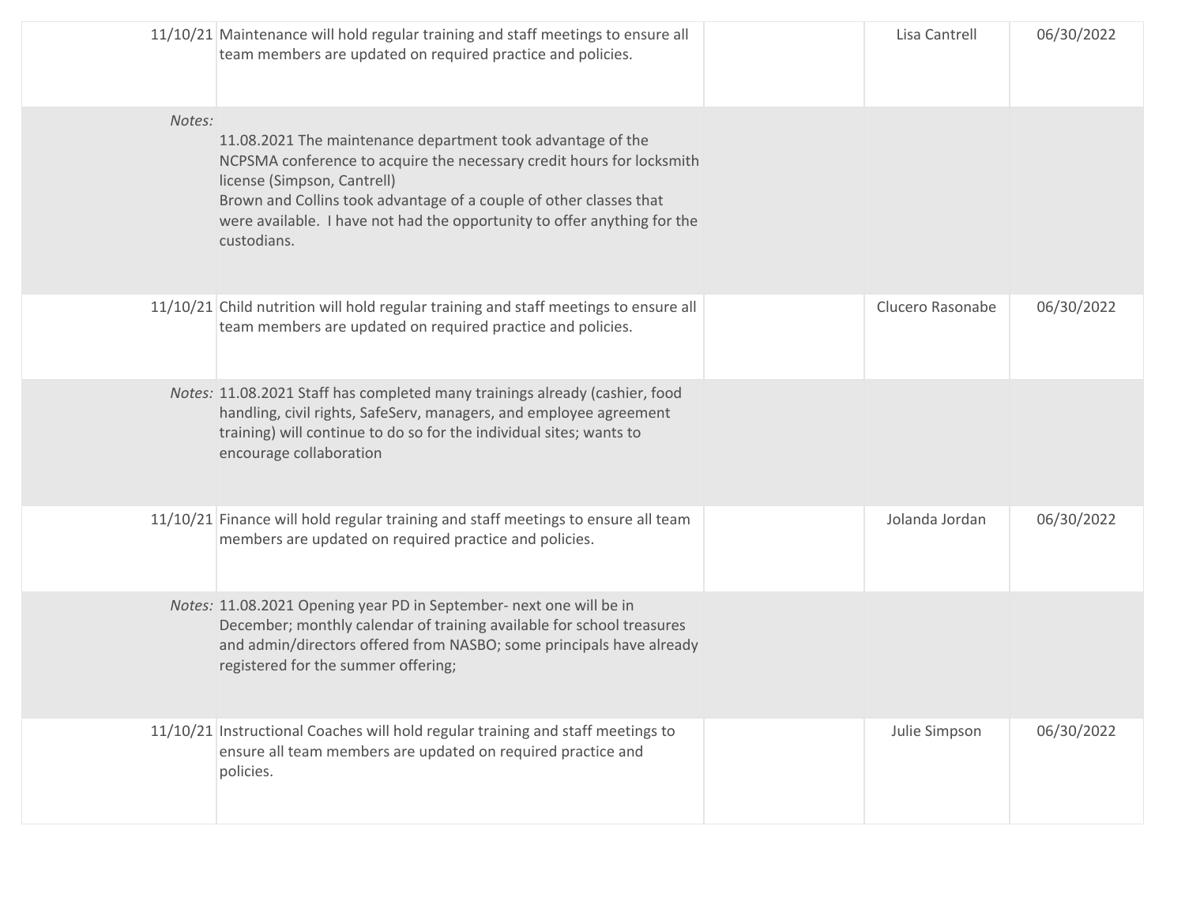| | | | | |
|---|---|---|---|---|
| 11/10/21 | Maintenance will hold regular training and staff meetings to ensure all team members are updated on required practice and policies. | | Lisa Cantrell | 06/30/2022 |
| *Notes:* | 11.08.2021 The maintenance department took advantage of the NCPSMA conference to acquire the necessary credit hours for locksmith license (Simpson, Cantrell)<br>Brown and Collins took advantage of a couple of other classes that were available. I have not had the opportunity to offer anything for the custodians. | | | |
| 11/10/21 | Child nutrition will hold regular training and staff meetings to ensure all team members are updated on required practice and policies. | | Clucero Rasonabe | 06/30/2022 |
| *Notes:* | 11.08.2021 Staff has completed many trainings already (cashier, food handling, civil rights, SafeServ, managers, and employee agreement training) will continue to do so for the individual sites; wants to encourage collaboration | | | |
| 11/10/21 | Finance will hold regular training and staff meetings to ensure all team members are updated on required practice and policies. | | Jolanda Jordan | 06/30/2022 |
| *Notes:* | 11.08.2021 Opening year PD in September- next one will be in December; monthly calendar of training available for school treasures and admin/directors offered from NASBO; some principals have already registered for the summer offering; | | | |
| 11/10/21 | Instructional Coaches will hold regular training and staff meetings to ensure all team members are updated on required practice and policies. | | Julie Simpson | 06/30/2022 |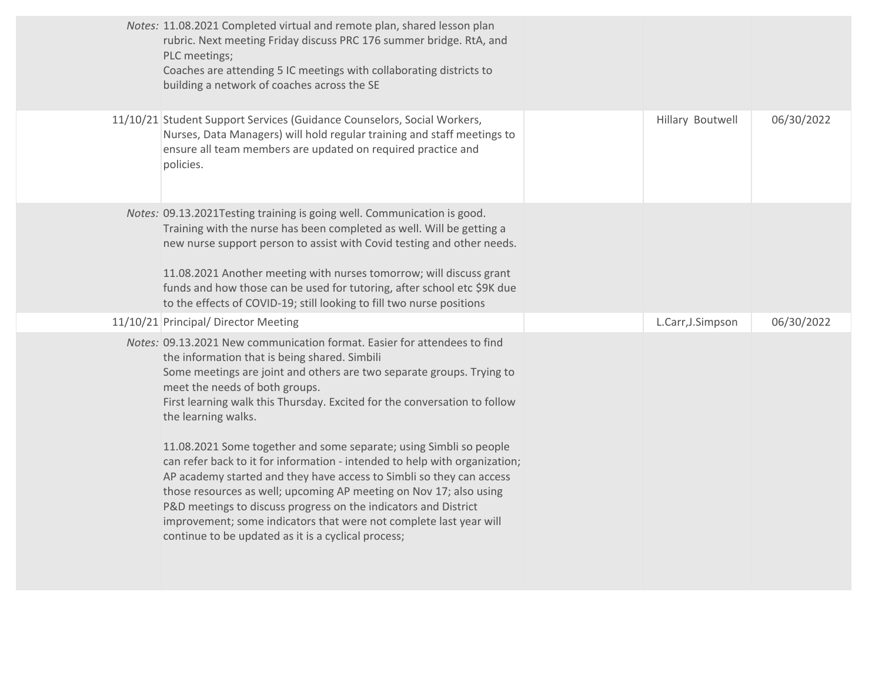| | | | | |
|---|---|---|---|---|
| *Notes:* | 11.08.2021 Completed virtual and remote plan, shared lesson plan rubric. Next meeting Friday discuss PRC 176 summer bridge. RtA, and PLC meetings;<br>Coaches are attending 5 IC meetings with collaborating districts to building a network of coaches across the SE | | | |
| 11/10/21 | Student Support Services (Guidance Counselors, Social Workers, Nurses, Data Managers) will hold regular training and staff meetings to ensure all team members are updated on required practice and policies. | | Hillary Boutwell | 06/30/2022 |
| *Notes:* | 09.13.2021Testing training is going well. Communication is good. Training with the nurse has been completed as well. Will be getting a new nurse support person to assist with Covid testing and other needs.<br><br>11.08.2021 Another meeting with nurses tomorrow; will discuss grant funds and how those can be used for tutoring, after school etc $9K due to the effects of COVID-19; still looking to fill two nurse positions | | | |
| 11/10/21 | Principal/ Director Meeting | | L.Carr,J.Simpson | 06/30/2022 |
| *Notes:* | 09.13.2021 New communication format. Easier for attendees to find the information that is being shared. Simbili<br>Some meetings are joint and others are two separate groups. Trying to meet the needs of both groups.<br>First learning walk this Thursday. Excited for the conversation to follow the learning walks.<br><br>11.08.2021 Some together and some separate; using Simbli so people can refer back to it for information - intended to help with organization; AP academy started and they have access to Simbli so they can access those resources as well; upcoming AP meeting on Nov 17; also using P&D meetings to discuss progress on the indicators and District improvement; some indicators that were not complete last year will continue to be updated as it is a cyclical process; | | | |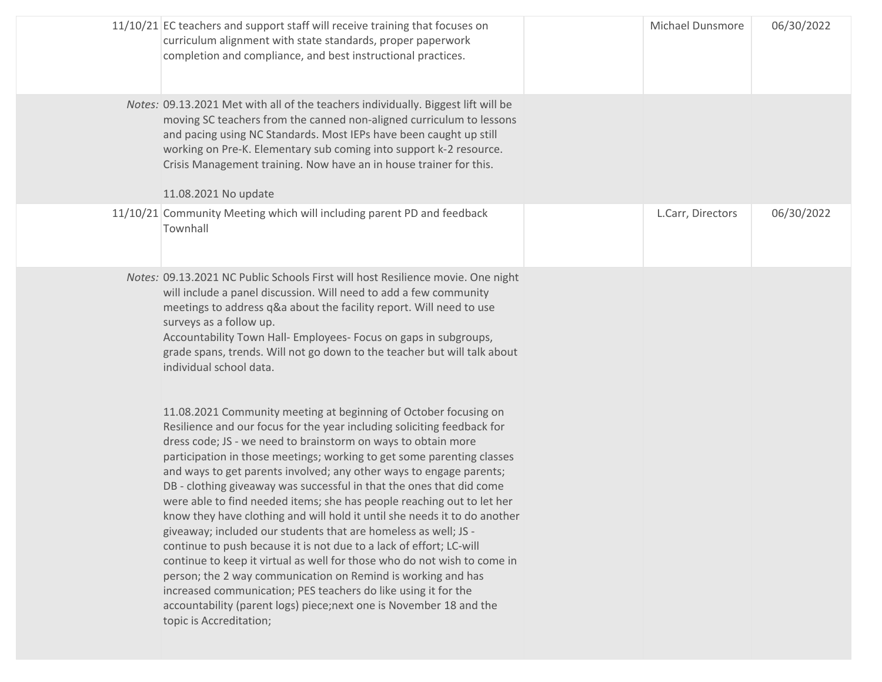| Date | Action Item | | Responsible | Due Date |
|---|---|---|---|---|
| 11/10/21 | EC teachers and support staff will receive training that focuses on curriculum alignment with state standards, proper paperwork completion and compliance, and best instructional practices. | | Michael Dunsmore | 06/30/2022 |
| *Notes:* | 09.13.2021 Met with all of the teachers individually. Biggest lift will be moving SC teachers from the canned non-aligned curriculum to lessons and pacing using NC Standards. Most IEPs have been caught up still working on Pre-K. Elementary sub coming into support k-2 resource. Crisis Management training. Now have an in house trainer for this.<br><br>11.08.2021 No update | | | |
| 11/10/21 | Community Meeting which will including parent PD and feedback Townhall | | L.Carr, Directors | 06/30/2022 |
| *Notes:* | 09.13.2021 NC Public Schools First will host Resilience movie. One night will include a panel discussion. Will need to add a few community meetings to address q&a about the facility report. Will need to use surveys as a follow up.<br>Accountability Town Hall- Employees- Focus on gaps in subgroups, grade spans, trends. Will not go down to the teacher but will talk about individual school data.<br><br>11.08.2021 Community meeting at beginning of October focusing on Resilience and our focus for the year including soliciting feedback for dress code; JS - we need to brainstorm on ways to obtain more participation in those meetings; working to get some parenting classes and ways to get parents involved; any other ways to engage parents; DB - clothing giveaway was successful in that the ones that did come were able to find needed items; she has people reaching out to let her know they have clothing and will hold it until she needs it to do another giveaway; included our students that are homeless as well; JS - continue to push because it is not due to a lack of effort; LC-will continue to keep it virtual as well for those who do not wish to come in person; the 2 way communication on Remind is working and has increased communication; PES teachers do like using it for the accountability (parent logs) piece;next one is November 18 and the topic is Accreditation; | | | |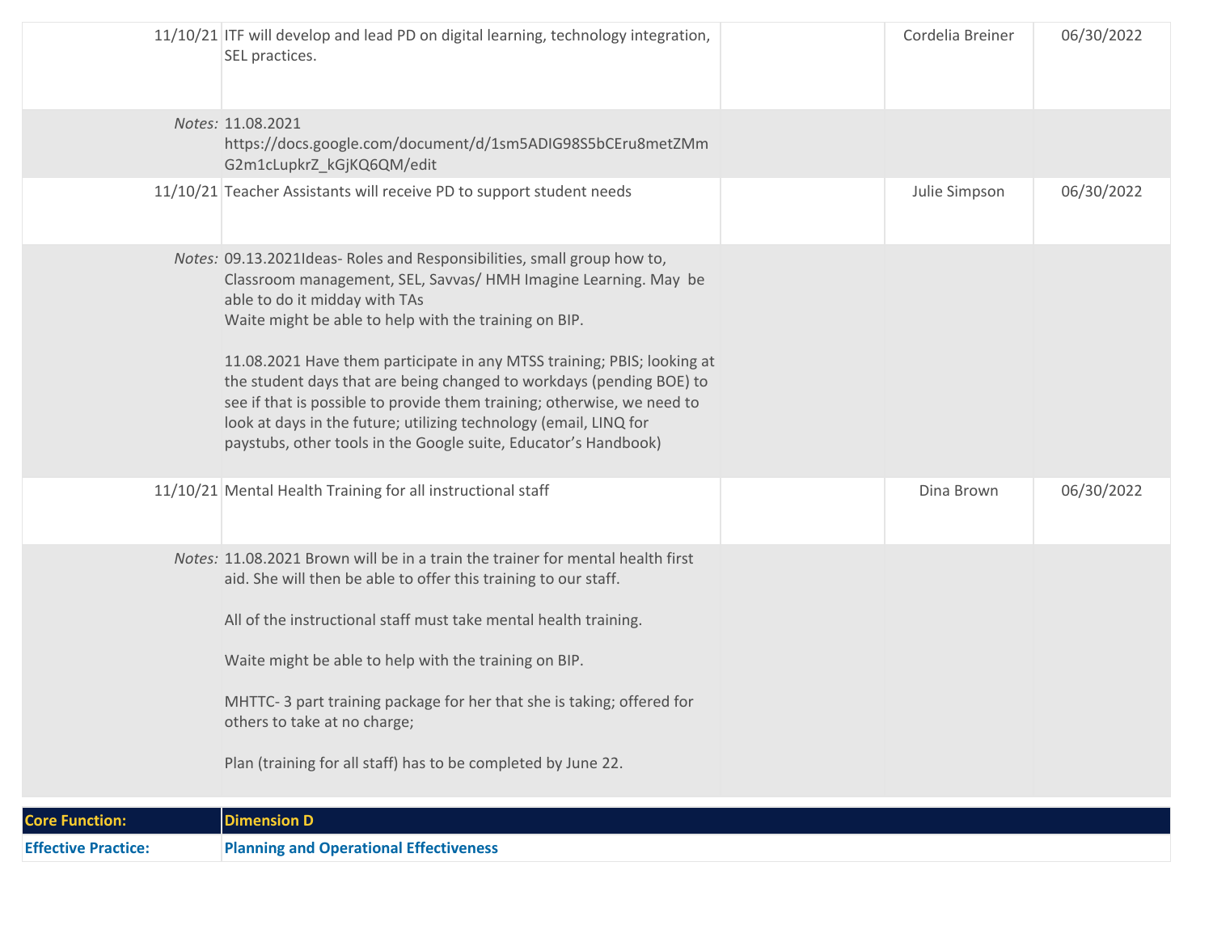| | | | | |
|---|---|---|---|---|
| 11/10/21 | ITF will develop and lead PD on digital learning, technology integration, SEL practices. | | Cordelia Breiner | 06/30/2022 |
| *Notes:* | 11.08.2021 https://docs.google.com/document/d/1sm5ADIG98S5bCEru8metZMmG2m1cLupkrZ_kGjKQ6QM/edit | | | |
| 11/10/21 | Teacher Assistants will receive PD to support student needs | | Julie Simpson | 06/30/2022 |
| *Notes:* | 09.13.2021Ideas- Roles and Responsibilities, small group how to, Classroom management, SEL, Savvas/ HMH Imagine Learning. May be able to do it midday with TAs<br>Waite might be able to help with the training on BIP.<br><br>11.08.2021 Have them participate in any MTSS training; PBIS; looking at the student days that are being changed to workdays (pending BOE) to see if that is possible to provide them training; otherwise, we need to look at days in the future; utilizing technology (email, LINQ for paystubs, other tools in the Google suite, Educator's Handbook) | | | |
| 11/10/21 | Mental Health Training for all instructional staff | | Dina Brown | 06/30/2022 |
| *Notes:* | 11.08.2021 Brown will be in a train the trainer for mental health first aid. She will then be able to offer this training to our staff.<br><br>All of the instructional staff must take mental health training.<br><br>Waite might be able to help with the training on BIP.<br><br>MHTTC- 3 part training package for her that she is taking; offered for others to take at no charge;<br><br>Plan (training for all staff) has to be completed by June 22. | | | |

| | |
|---|---|
| **Core Function:** | **Dimension D** |
| **Effective Practice:** | **Planning and Operational Effectiveness** |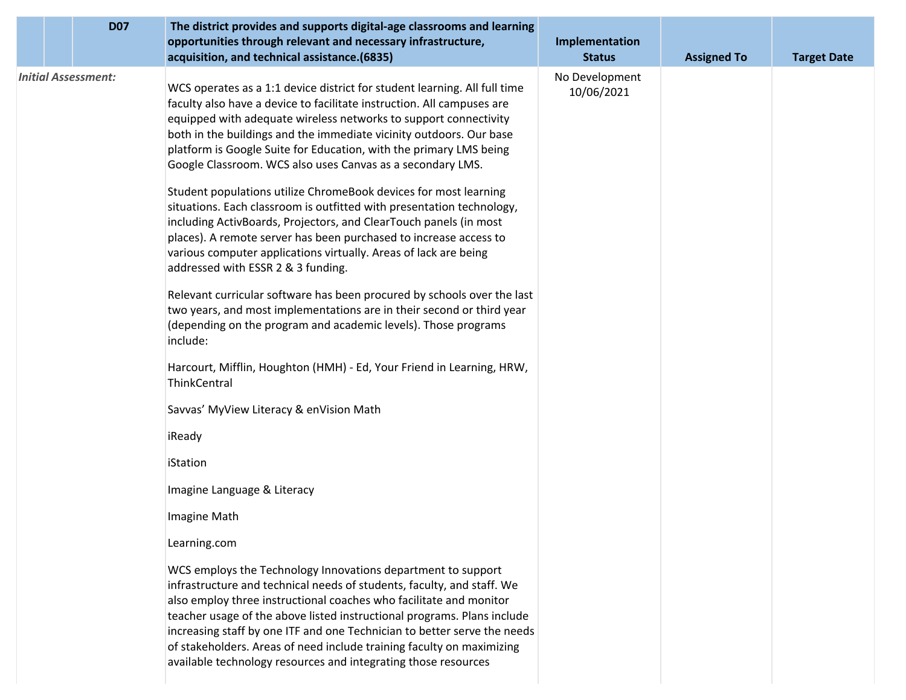| | | D07 | The district provides and supports digital-age classrooms and learning opportunities through relevant and necessary infrastructure, acquisition, and technical assistance.(6835) | Implementation Status | Assigned To | Target Date |
|---|---|---|---|---|---|---|
| *Initial Assessment:* | | | WCS operates as a 1:1 device district for student learning. All full time faculty also have a device to facilitate instruction. All campuses are equipped with adequate wireless networks to support connectivity both in the buildings and the immediate vicinity outdoors. Our base platform is Google Suite for Education, with the primary LMS being Google Classroom. WCS also uses Canvas as a secondary LMS.<br><br>Student populations utilize ChromeBook devices for most learning situations. Each classroom is outfitted with presentation technology, including ActivBoards, Projectors, and ClearTouch panels (in most places). A remote server has been purchased to increase access to various computer applications virtually. Areas of lack are being addressed with ESSR 2 & 3 funding.<br><br>Relevant curricular software has been procured by schools over the last two years, and most implementations are in their second or third year (depending on the program and academic levels). Those programs include:<br><br>Harcourt, Mifflin, Houghton (HMH) - Ed, Your Friend in Learning, HRW, ThinkCentral<br><br>Savvas' MyView Literacy & enVision Math<br><br>iReady<br><br>iStation<br><br>Imagine Language & Literacy<br><br>Imagine Math<br><br>Learning.com<br><br>WCS employs the Technology Innovations department to support infrastructure and technical needs of students, faculty, and staff. We also employ three instructional coaches who facilitate and monitor teacher usage of the above listed instructional programs. Plans include increasing staff by one ITF and one Technician to better serve the needs of stakeholders. Areas of need include training faculty on maximizing available technology resources and integrating those resources | No Development 10/06/2021 | | |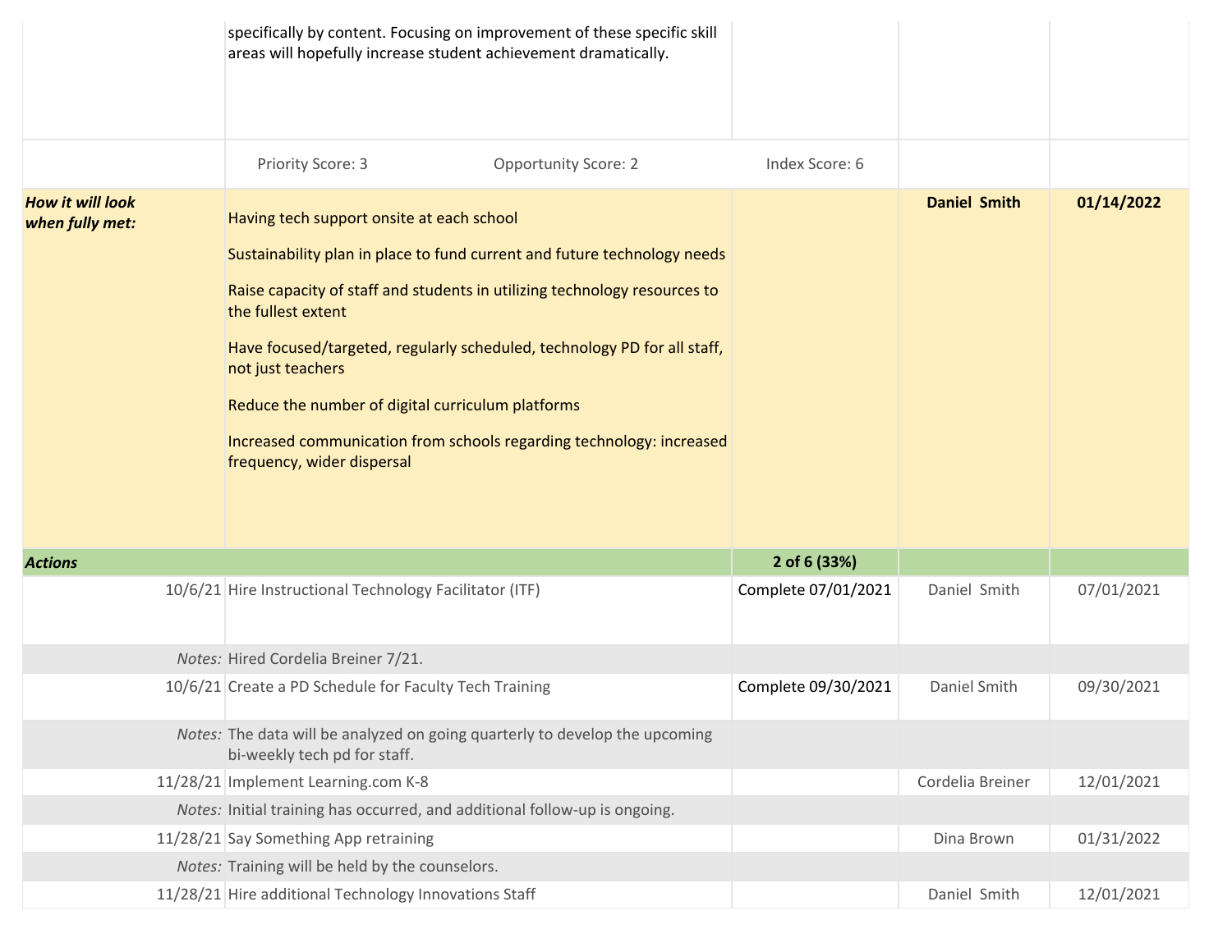| | | | | |
|---|---|---|---|---|
| | specifically by content. Focusing on improvement of these specific skill areas will hopefully increase student achievement dramatically. | | | |
| | Priority Score: 3 Opportunity Score: 2 | Index Score: 6 | | |
| ***How it will look when fully met:*** | Having tech support onsite at each school<br><br>Sustainability plan in place to fund current and future technology needs<br><br>Raise capacity of staff and students in utilizing technology resources to the fullest extent<br><br>Have focused/targeted, regularly scheduled, technology PD for all staff, not just teachers<br><br>Reduce the number of digital curriculum platforms<br><br>Increased communication from schools regarding technology: increased frequency, wider dispersal | | **Daniel Smith** | **01/14/2022** |
| ***Actions*** | | **2 of 6 (33%)** | | |
| 10/6/21 | Hire Instructional Technology Facilitator (ITF) | Complete 07/01/2021 | Daniel Smith | 07/01/2021 |
| *Notes:* | Hired Cordelia Breiner 7/21. | | | |
| 10/6/21 | Create a PD Schedule for Faculty Tech Training | Complete 09/30/2021 | Daniel Smith | 09/30/2021 |
| *Notes:* | The data will be analyzed on going quarterly to develop the upcoming bi-weekly tech pd for staff. | | | |
| 11/28/21 | Implement Learning.com K-8 | | Cordelia Breiner | 12/01/2021 |
| *Notes:* | Initial training has occurred, and additional follow-up is ongoing. | | | |
| 11/28/21 | Say Something App retraining | | Dina Brown | 01/31/2022 |
| *Notes:* | Training will be held by the counselors. | | | |
| 11/28/21 | Hire additional Technology Innovations Staff | | Daniel Smith | 12/01/2021 |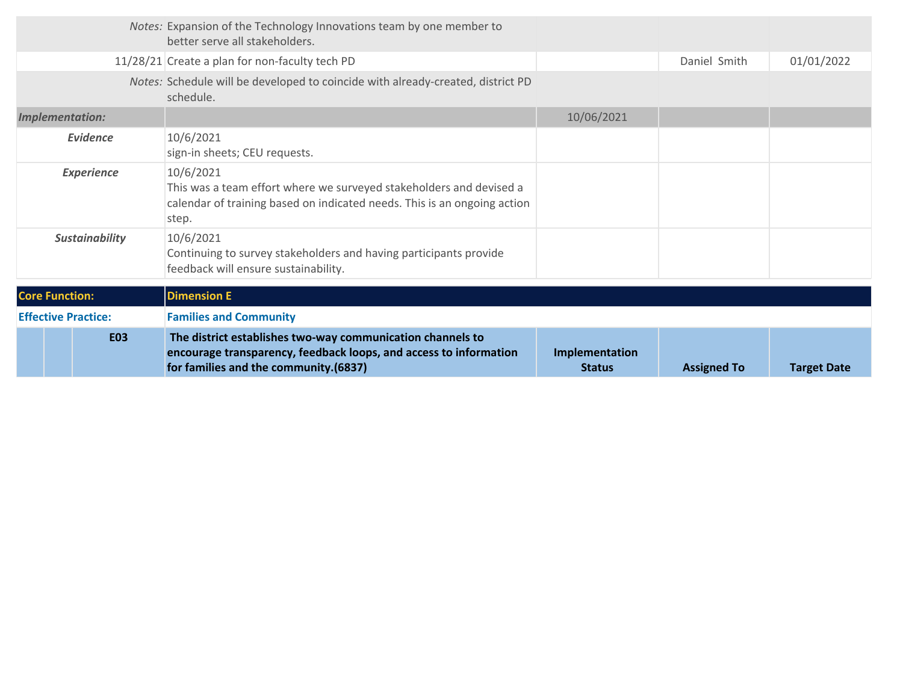| | | | | |
|---|---|---|---|---|
| *Notes:* | Expansion of the Technology Innovations team by one member to better serve all stakeholders. | | | |
| 11/28/21 | Create a plan for non-faculty tech PD | | Daniel Smith | 01/01/2022 |
| *Notes:* | Schedule will be developed to coincide with already-created, district PD schedule. | | | |
| ***Implementation:*** | | 10/06/2021 | | |
| ***Evidence*** | 10/6/2021<br>sign-in sheets; CEU requests. | | | |
| ***Experience*** | 10/6/2021<br>This was a team effort where we surveyed stakeholders and devised a calendar of training based on indicated needs. This is an ongoing action step. | | | |
| ***Sustainability*** | 10/6/2021<br>Continuing to survey stakeholders and having participants provide feedback will ensure sustainability. | | | |

| | | | | |
|---|---|---|---|---|
| **Core Function:** | **Dimension E** | | | |
| **Effective Practice:** | **Families and Community** | | | |
| **E03** | **The district establishes two-way communication channels to encourage transparency, feedback loops, and access to information for families and the community.(6837)** | **Implementation Status** | **Assigned To** | **Target Date** |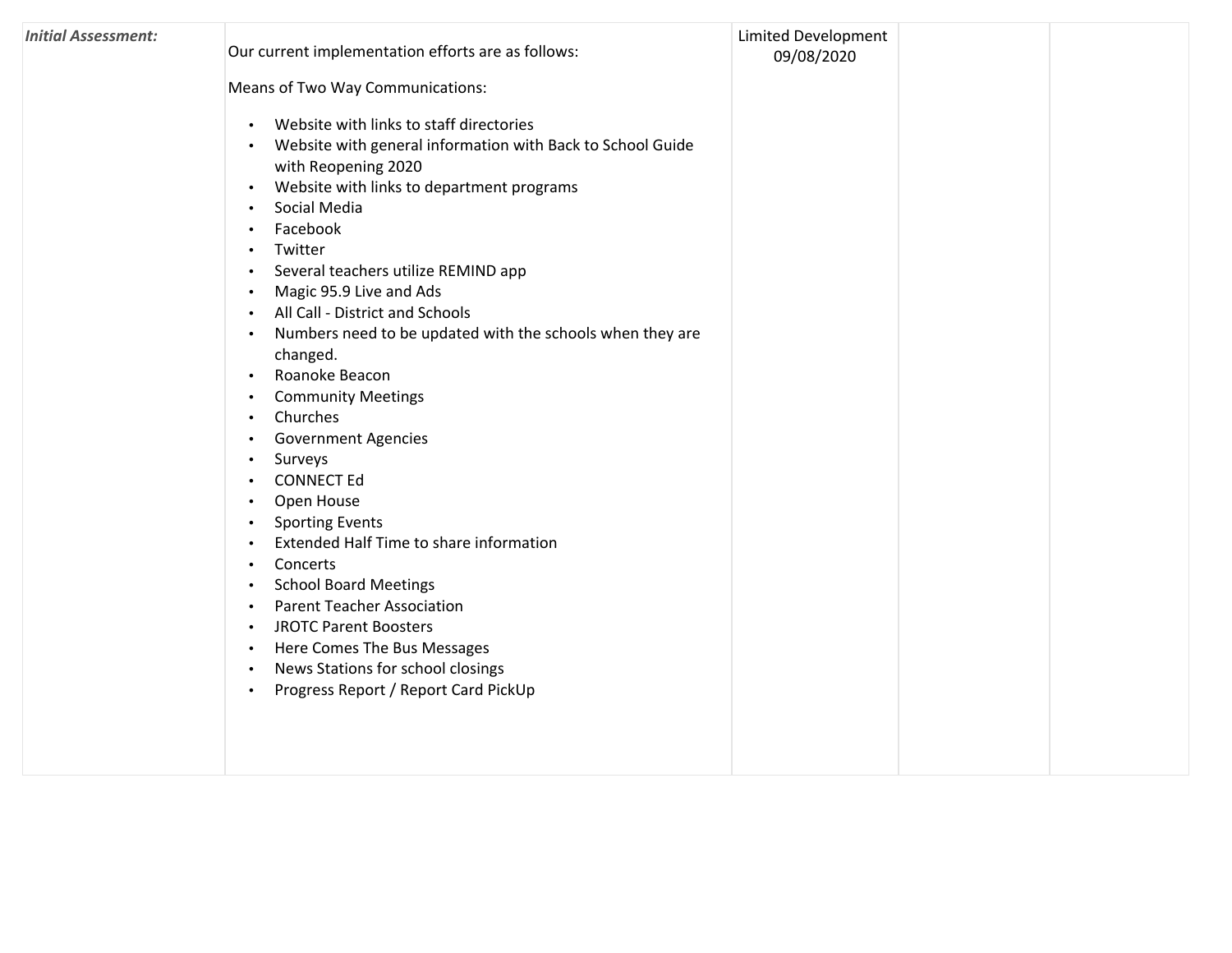| *Initial Assessment:* | Our current implementation efforts are as follows:<br><br>Means of Two Way Communications:<br><br>• Website with links to staff directories<br>• Website with general information with Back to School Guide with Reopening 2020<br>• Website with links to department programs<br>• Social Media<br>• Facebook<br>• Twitter<br>• Several teachers utilize REMIND app<br>• Magic 95.9 Live and Ads<br>• All Call - District and Schools<br>• Numbers need to be updated with the schools when they are changed.<br>• Roanoke Beacon<br>• Community Meetings<br>• Churches<br>• Government Agencies<br>• Surveys<br>• CONNECT Ed<br>• Open House<br>• Sporting Events<br>• Extended Half Time to share information<br>• Concerts<br>• School Board Meetings<br>• Parent Teacher Association<br>• JROTC Parent Boosters<br>• Here Comes The Bus Messages<br>• News Stations for school closings<br>• Progress Report / Report Card PickUp | Limited Development 09/08/2020 | | |
|---|---|---|---|---|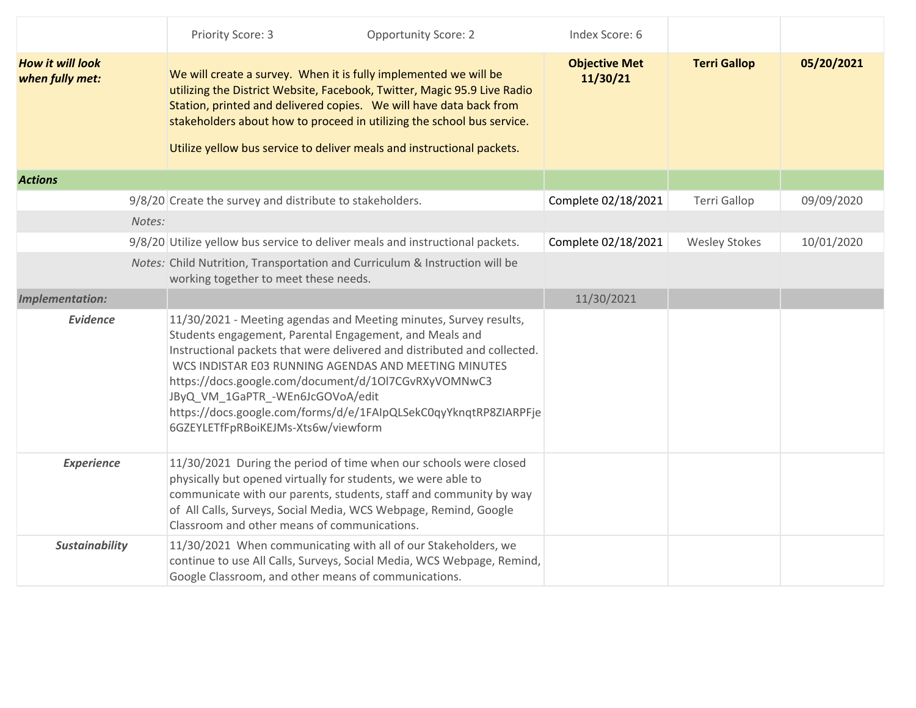| | | | | |
|---|---|---|---|---|
| | Priority Score: 3 Opportunity Score: 2 Index Score: 6 | | | |
| ***How it will look when fully met:*** | We will create a survey. When it is fully implemented we will be utilizing the District Website, Facebook, Twitter, Magic 95.9 Live Radio Station, printed and delivered copies. We will have data back from stakeholders about how to proceed in utilizing the school bus service.<br><br>Utilize yellow bus service to deliver meals and instructional packets. | **Objective Met 11/30/21** | **Terri Gallop** | **05/20/2021** |
| ***Actions*** | | | | |
| 9/8/20 | Create the survey and distribute to stakeholders. | Complete 02/18/2021 | Terri Gallop | 09/09/2020 |
| *Notes:* | | | | |
| 9/8/20 | Utilize yellow bus service to deliver meals and instructional packets. | Complete 02/18/2021 | Wesley Stokes | 10/01/2020 |
| *Notes:* | Child Nutrition, Transportation and Curriculum & Instruction will be working together to meet these needs. | | | |
| ***Implementation:*** | | 11/30/2021 | | |
| ***Evidence*** | 11/30/2021 - Meeting agendas and Meeting minutes, Survey results, Students engagement, Parental Engagement, and Meals and Instructional packets that were delivered and distributed and collected. WCS INDISTAR E03 RUNNING AGENDAS AND MEETING MINUTES https://docs.google.com/document/d/1Ol7CGvRXyVOMNwC3JByQ_VM_1GaPTR_-WEn6JcGOVoA/edit https://docs.google.com/forms/d/e/1FAIpQLSekC0qyYknqtRP8ZIARPFje6GZEYLETfFpRBoiKEJMs-Xts6w/viewform | | | |
| ***Experience*** | 11/30/2021 During the period of time when our schools were closed physically but opened virtually for students, we were able to communicate with our parents, students, staff and community by way of All Calls, Surveys, Social Media, WCS Webpage, Remind, Google Classroom and other means of communications. | | | |
| ***Sustainability*** | 11/30/2021 When communicating with all of our Stakeholders, we continue to use All Calls, Surveys, Social Media, WCS Webpage, Remind, Google Classroom, and other means of communications. | | | |